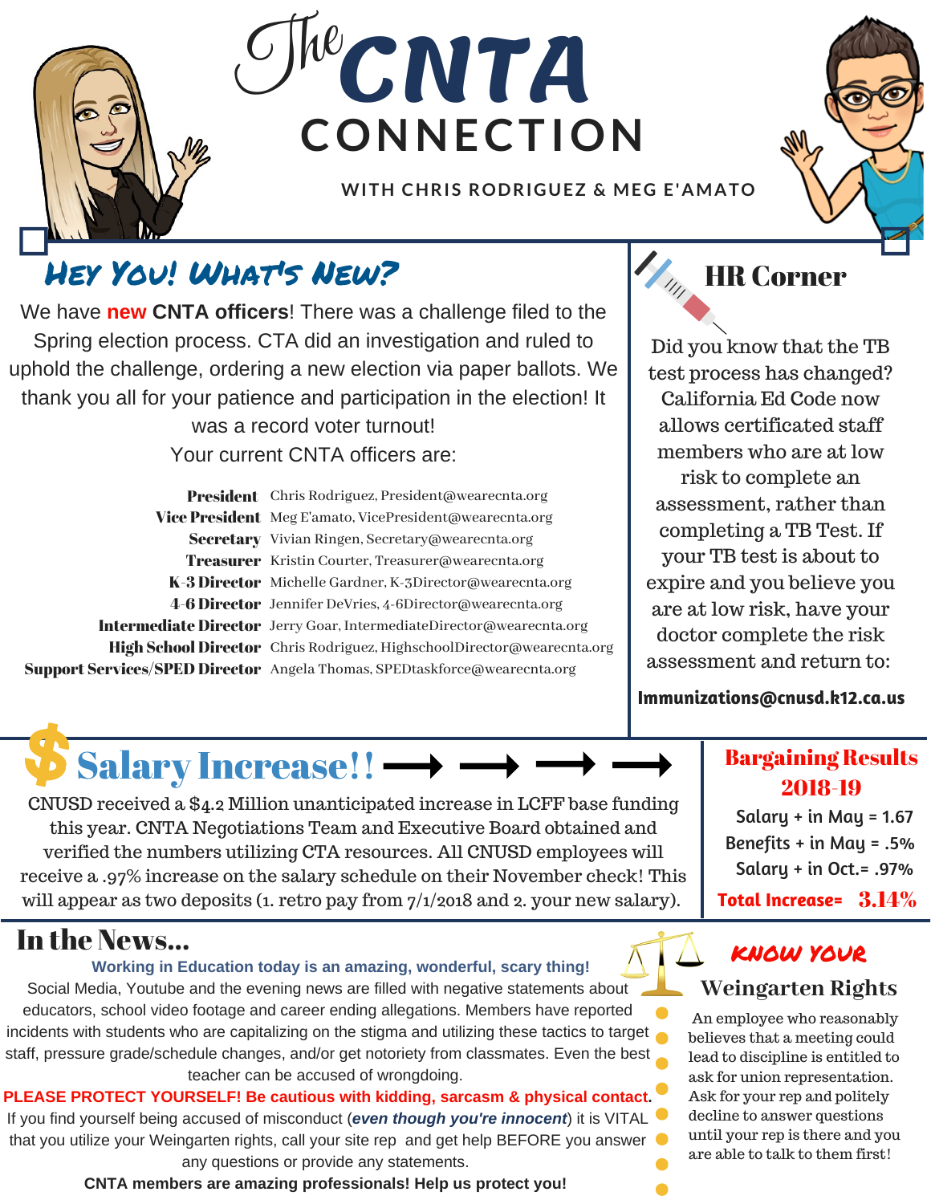# The CNTA CONNECTION

**WITH CHRIS RODRIGUEZ & MEG E'AMATO**

## Hey You! What's New?

We have **new** **CNTA officers**! There was a challenge filed to the Spring election process. CTA did an investigation and ruled to uphold the challenge, ordering a new election via paper ballots. We thank you all for your patience and participation in the election! It was a record voter turnout!

Your current CNTA officers are:

| | |
|---|---|
| **President** | Chris Rodriguez, President@wearecnta.org |
| **Vice President** | Meg E'amato, VicePresident@wearecnta.org |
| **Secretary** | Vivian Ringen, Secretary@wearecnta.org |
| **Treasurer** | Kristin Courter, Treasurer@wearecnta.org |
| **K-3 Director** | Michelle Gardner, K-3Director@wearecnta.org |
| **4-6 Director** | Jennifer DeVries, 4-6Director@wearecnta.org |
| **Intermediate Director** | Jerry Goar, IntermediateDirector@wearecnta.org |
| **High School Director** | Chris Rodriguez, HighschoolDirector@wearecnta.org |
| **Support Services/SPED Director** | Angela Thomas, SPEDtaskforce@wearecnta.org |

## HR Corner

Did you know that the TB test process has changed? California Ed Code now allows certificated staff members who are at low risk to complete an assessment, rather than completing a TB Test. If your TB test is about to expire and you believe you are at low risk, have your doctor complete the risk assessment and return to:

**Immunizations@cnusd.k12.ca.us**

## $ Salary Increase!!

CNUSD received a $4.2 Million unanticipated increase in LCFF base funding this year. CNTA Negotiations Team and Executive Board obtained and verified the numbers utilizing CTA resources. All CNUSD employees will receive a .97% increase on the salary schedule on their November check! This will appear as two deposits (1. retro pay from 7/1/2018 and 2. your new salary).

## Bargaining Results 2018-19

Salary + in May = 1.67

Benefits + in May = .5%

Salary + in Oct.= .97%

**Total Increase= 3.14%**

## In the News...

**Working in Education today is an amazing, wonderful, scary thing!**

Social Media, Youtube and the evening news are filled with negative statements about educators, school video footage and career ending allegations. Members have reported incidents with students who are capitalizing on the stigma and utilizing these tactics to target staff, pressure grade/schedule changes, and/or get notoriety from classmates. Even the best teacher can be accused of wrongdoing.

**PLEASE PROTECT YOURSELF! Be cautious with kidding, sarcasm & physical contact.**

If you find yourself being accused of misconduct (***even though you're innocent***) it is VITAL that you utilize your Weingarten rights, call your site rep and get help BEFORE you answer any questions or provide any statements.

**CNTA members are amazing professionals! Help us protect you!**

## Know Your Weingarten Rights

An employee who reasonably believes that a meeting could lead to discipline is entitled to ask for union representation. Ask for your rep and politely decline to answer questions until your rep is there and you are able to talk to them first!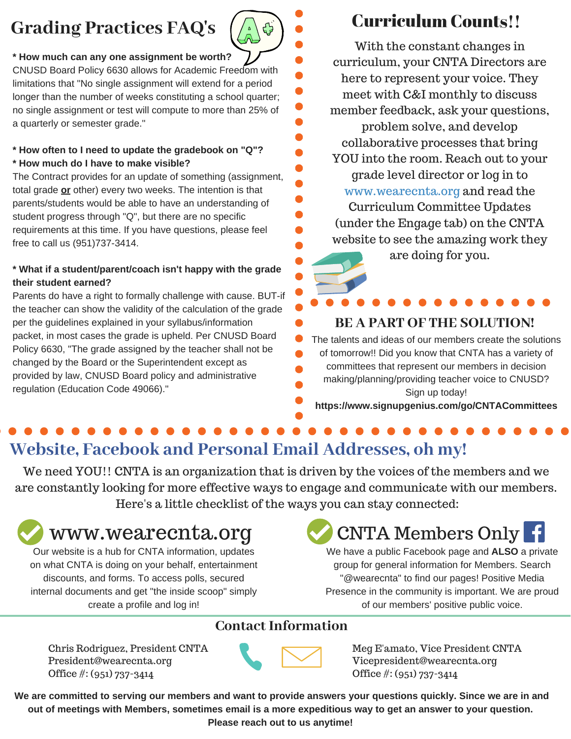## Grading Practices FAQ's

**\* How much can any one assignment be worth?**

CNUSD Board Policy 6630 allows for Academic Freedom with limitations that "No single assignment will extend for a period longer than the number of weeks constituting a school quarter; no single assignment or test will compute to more than 25% of a quarterly or semester grade."

**\* How often to I need to update the gradebook on "Q"?**
**\* How much do I have to make visible?**

The Contract provides for an update of something (assignment, total grade **or** other) every two weeks. The intention is that parents/students would be able to have an understanding of student progress through "Q", but there are no specific requirements at this time. If you have questions, please feel free to call us (951)737-3414.

**\* What if a student/parent/coach isn't happy with the grade their student earned?**

Parents do have a right to formally challenge with cause. BUT-if the teacher can show the validity of the calculation of the grade per the guidelines explained in your syllabus/information packet, in most cases the grade is upheld. Per CNUSD Board Policy 6630, "The grade assigned by the teacher shall not be changed by the Board or the Superintendent except as provided by law, CNUSD Board policy and administrative regulation (Education Code 49066)."

## Curriculum Counts!!

With the constant changes in curriculum, your CNTA Directors are here to represent your voice. They meet with C&I monthly to discuss member feedback, ask your questions, problem solve, and develop collaborative processes that bring YOU into the room. Reach out to your grade level director or log in to www.wearecnta.org and read the Curriculum Committee Updates (under the Engage tab) on the CNTA website to see the amazing work they are doing for you.

### BE A PART OF THE SOLUTION!

The talents and ideas of our members create the solutions of tomorrow!! Did you know that CNTA has a variety of committees that represent our members in decision making/planning/providing teacher voice to CNUSD? Sign up today!

**https://www.signupgenius.com/go/CNTACommittees**

## Website, Facebook and Personal Email Addresses, oh my!

We need YOU!! CNTA is an organization that is driven by the voices of the members and we are constantly looking for more effective ways to engage and communicate with our members. Here's a little checklist of the ways you can stay connected:

### www.wearecnta.org

Our website is a hub for CNTA information, updates on what CNTA is doing on your behalf, entertainment discounts, and forms. To access polls, secured internal documents and get "the inside scoop" simply create a profile and log in!

### CNTA Members Only

We have a public Facebook page and **ALSO** a private group for general information for Members. Search "@wearecnta" to find our pages! Positive Media Presence in the community is important. We are proud of our members' positive public voice.

### Contact Information

Chris Rodriguez, President CNTA
President@wearecnta.org
Office #: (951) 737-3414

Meg E'amato, Vice President CNTA
Vicepresident@wearecnta.org
Office #: (951) 737-3414

**We are committed to serving our members and want to provide answers your questions quickly. Since we are in and out of meetings with Members, sometimes email is a more expeditious way to get an answer to your question. Please reach out to us anytime!**